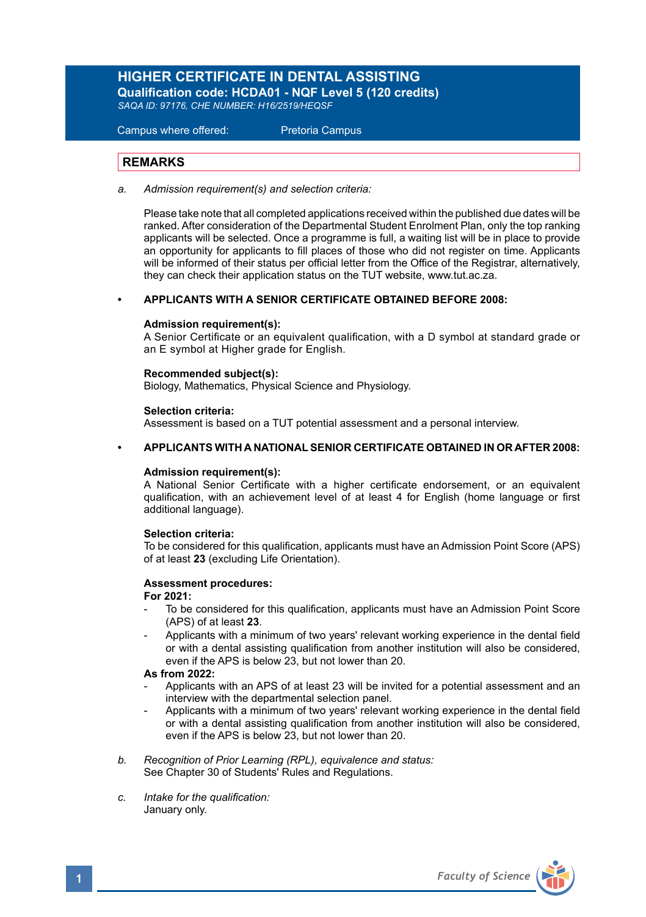# HIGHER CERTIFICATE IN DENTAL ASSISTING

**Qualification code: HCDA01 - NQF Level 5 (120 credits)**

*SAQA ID: 97176, CHE NUMBER: H16/2519/HEQSF*

Campus where offered: Pretoria Campus

## REMARKS

a. *Admission requirement(s) and selection criteria:*

Please take note that all completed applications received within the published due dates will be ranked. After consideration of the Departmental Student Enrolment Plan, only the top ranking applicants will be selected. Once a programme is full, a waiting list will be in place to provide an opportunity for applicants to fill places of those who did not register on time. Applicants will be informed of their status per official letter from the Office of the Registrar, alternatively, they can check their application status on the TUT website, www.tut.ac.za.

- **APPLICANTS WITH A SENIOR CERTIFICATE OBTAINED BEFORE 2008:**

**Admission requirement(s):**
A Senior Certificate or an equivalent qualification, with a D symbol at standard grade or an E symbol at Higher grade for English.

**Recommended subject(s):**
Biology, Mathematics, Physical Science and Physiology.

**Selection criteria:**
Assessment is based on a TUT potential assessment and a personal interview.

- **APPLICANTS WITH A NATIONAL SENIOR CERTIFICATE OBTAINED IN OR AFTER 2008:**

**Admission requirement(s):**
A National Senior Certificate with a higher certificate endorsement, or an equivalent qualification, with an achievement level of at least 4 for English (home language or first additional language).

**Selection criteria:**
To be considered for this qualification, applicants must have an Admission Point Score (APS) of at least **23** (excluding Life Orientation).

**Assessment procedures:**

**For 2021:**

- To be considered for this qualification, applicants must have an Admission Point Score (APS) of at least **23**.
- Applicants with a minimum of two years' relevant working experience in the dental field or with a dental assisting qualification from another institution will also be considered, even if the APS is below 23, but not lower than 20.

**As from 2022:**

- Applicants with an APS of at least 23 will be invited for a potential assessment and an interview with the departmental selection panel.
- Applicants with a minimum of two years' relevant working experience in the dental field or with a dental assisting qualification from another institution will also be considered, even if the APS is below 23, but not lower than 20.

b. *Recognition of Prior Learning (RPL), equivalence and status:*
See Chapter 30 of Students' Rules and Regulations.

c. *Intake for the qualification:*
January only.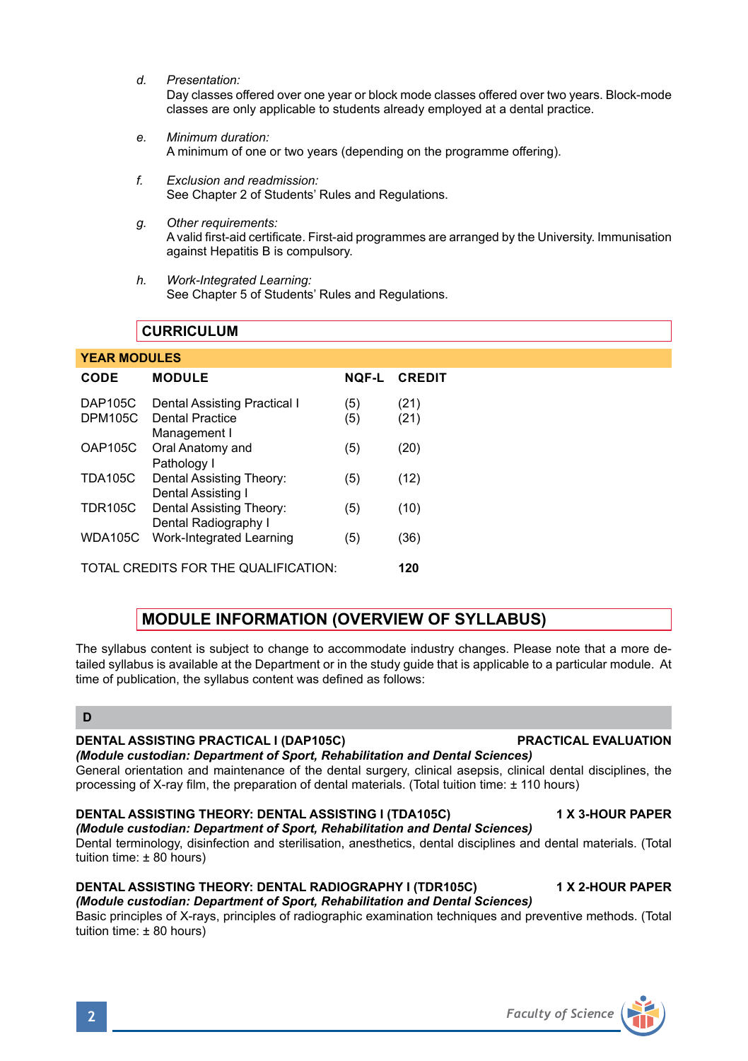*d. Presentation:*
Day classes offered over one year or block mode classes offered over two years. Block-mode classes are only applicable to students already employed at a dental practice.

*e. Minimum duration:*
A minimum of one or two years (depending on the programme offering).

*f. Exclusion and readmission:*
See Chapter 2 of Students' Rules and Regulations.

*g. Other requirements:*
A valid first-aid certificate. First-aid programmes are arranged by the University. Immunisation against Hepatitis B is compulsory.

*h. Work-Integrated Learning:*
See Chapter 5 of Students' Rules and Regulations.

## CURRICULUM

**YEAR MODULES**

| CODE | MODULE | NQF-L | CREDIT |
|---|---|---|---|
| DAP105C | Dental Assisting Practical I | (5) | (21) |
| DPM105C | Dental Practice Management I | (5) | (21) |
| OAP105C | Oral Anatomy and Pathology I | (5) | (20) |
| TDA105C | Dental Assisting Theory: Dental Assisting I | (5) | (12) |
| TDR105C | Dental Assisting Theory: Dental Radiography I | (5) | (10) |
| WDA105C | Work-Integrated Learning | (5) | (36) |

TOTAL CREDITS FOR THE QUALIFICATION: **120**

## MODULE INFORMATION (OVERVIEW OF SYLLABUS)

The syllabus content is subject to change to accommodate industry changes. Please note that a more detailed syllabus is available at the Department or in the study guide that is applicable to a particular module. At time of publication, the syllabus content was defined as follows:

### D

**DENTAL ASSISTING PRACTICAL I (DAP105C) — PRACTICAL EVALUATION**
***(Module custodian: Department of Sport, Rehabilitation and Dental Sciences)***
General orientation and maintenance of the dental surgery, clinical asepsis, clinical dental disciplines, the processing of X-ray film, the preparation of dental materials. (Total tuition time: ± 110 hours)

**DENTAL ASSISTING THEORY: DENTAL ASSISTING I (TDA105C) — 1 X 3-HOUR PAPER**
***(Module custodian: Department of Sport, Rehabilitation and Dental Sciences)***
Dental terminology, disinfection and sterilisation, anesthetics, dental disciplines and dental materials. (Total tuition time: ± 80 hours)

**DENTAL ASSISTING THEORY: DENTAL RADIOGRAPHY I (TDR105C) — 1 X 2-HOUR PAPER**
***(Module custodian: Department of Sport, Rehabilitation and Dental Sciences)***
Basic principles of X-rays, principles of radiographic examination techniques and preventive methods. (Total tuition time: ± 80 hours)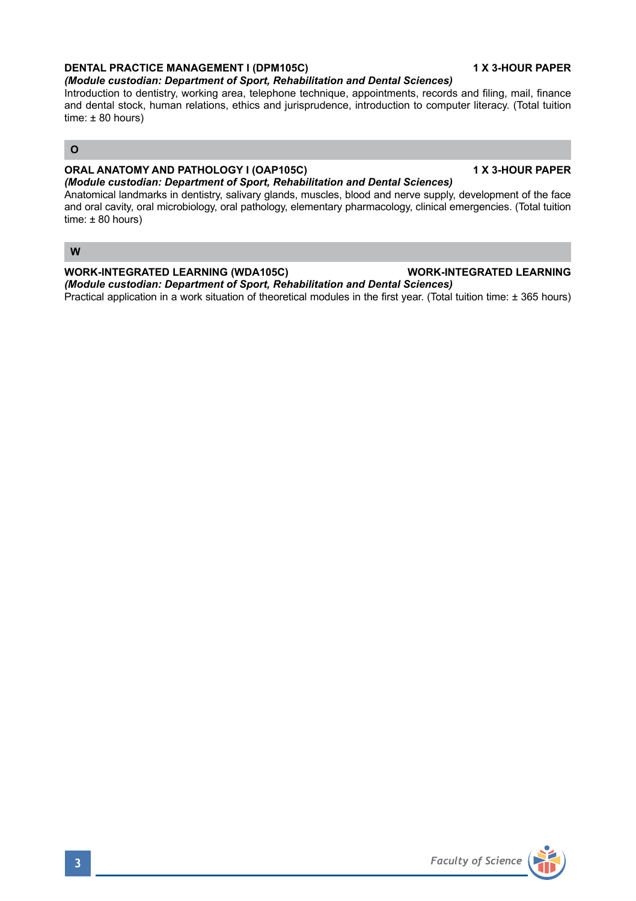**DENTAL PRACTICE MANAGEMENT I (DPM105C) — 1 X 3-HOUR PAPER**

***(Module custodian: Department of Sport, Rehabilitation and Dental Sciences)***

Introduction to dentistry, working area, telephone technique, appointments, records and filing, mail, finance and dental stock, human relations, ethics and jurisprudence, introduction to computer literacy. (Total tuition time: ± 80 hours)

## O

**ORAL ANATOMY AND PATHOLOGY I (OAP105C) — 1 X 3-HOUR PAPER**

***(Module custodian: Department of Sport, Rehabilitation and Dental Sciences)***

Anatomical landmarks in dentistry, salivary glands, muscles, blood and nerve supply, development of the face and oral cavity, oral microbiology, oral pathology, elementary pharmacology, clinical emergencies. (Total tuition time: ± 80 hours)

## W

**WORK-INTEGRATED LEARNING (WDA105C) — WORK-INTEGRATED LEARNING**

***(Module custodian: Department of Sport, Rehabilitation and Dental Sciences)***

Practical application in a work situation of theoretical modules in the first year. (Total tuition time: ± 365 hours)